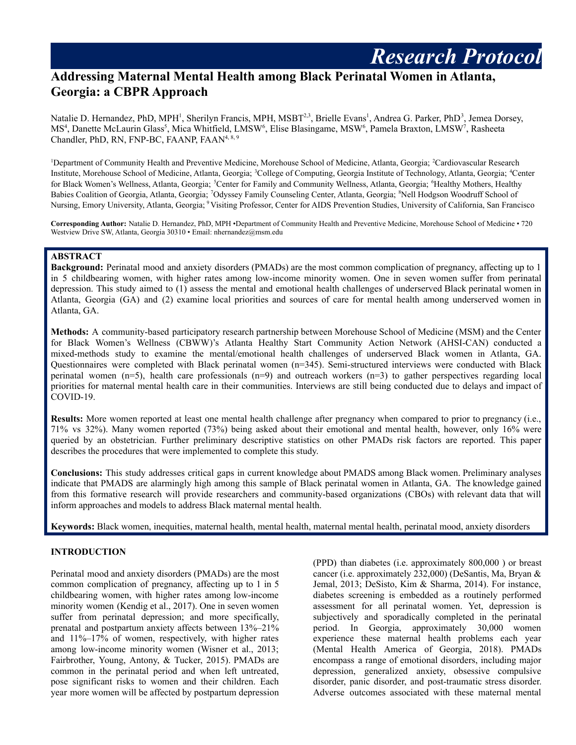# Research Protocol

## Addressing Maternal Mental Health among Black Perinatal Women in Atlanta, Georgia: a CBPR Approach

Natalie D. Hernandez, PhD, MPH[1], Sherilyn Francis, MPH, MSBT[2,3], Brielle Evans[1], Andrea G. Parker, PhD[3], Jemea Dorsey, MS[4], Danette McLaurin Glass[5], Mica Whitfield, LMSW[6], Elise Blasingame, MSW[6], Pamela Braxton, LMSW[7], Rasheeta Chandler, PhD, RN, FNP-BC, FAANP, FAAN[4, 8, 9]

[1]Department of Community Health and Preventive Medicine, Morehouse School of Medicine, Atlanta, Georgia; [2]Cardiovascular Research Institute, Morehouse School of Medicine, Atlanta, Georgia; [3]College of Computing, Georgia Institute of Technology, Atlanta, Georgia; [4]Center for Black Women's Wellness, Atlanta, Georgia; [5]Center for Family and Community Wellness, Atlanta, Georgia; [6]Healthy Mothers, Healthy Babies Coalition of Georgia, Atlanta, Georgia; [7]Odyssey Family Counseling Center, Atlanta, Georgia; [8]Nell Hodgson Woodruff School of Nursing, Emory University, Atlanta, Georgia; [9]Visiting Professor, Center for AIDS Prevention Studies, University of California, San Francisco

**Corresponding Author:** Natalie D. Hernandez, PhD, MPH •Department of Community Health and Preventive Medicine, Morehouse School of Medicine • 720 Westview Drive SW, Atlanta, Georgia 30310 • Email: nhernandez@msm.edu

### ABSTRACT

**Background:** Perinatal mood and anxiety disorders (PMADs) are the most common complication of pregnancy, affecting up to 1 in 5 childbearing women, with higher rates among low-income minority women. One in seven women suffer from perinatal depression. This study aimed to (1) assess the mental and emotional health challenges of underserved Black perinatal women in Atlanta, Georgia (GA) and (2) examine local priorities and sources of care for mental health among underserved women in Atlanta, GA.

**Methods:** A community-based participatory research partnership between Morehouse School of Medicine (MSM) and the Center for Black Women's Wellness (CBWW)'s Atlanta Healthy Start Community Action Network (AHSI-CAN) conducted a mixed-methods study to examine the mental/emotional health challenges of underserved Black women in Atlanta, GA. Questionnaires were completed with Black perinatal women (n=345). Semi-structured interviews were conducted with Black perinatal women (n=5), health care professionals (n=9) and outreach workers (n=3) to gather perspectives regarding local priorities for maternal mental health care in their communities. Interviews are still being conducted due to delays and impact of COVID-19.

**Results:** More women reported at least one mental health challenge after pregnancy when compared to prior to pregnancy (i.e., 71% vs 32%). Many women reported (73%) being asked about their emotional and mental health, however, only 16% were queried by an obstetrician. Further preliminary descriptive statistics on other PMADs risk factors are reported. This paper describes the procedures that were implemented to complete this study.

**Conclusions:** This study addresses critical gaps in current knowledge about PMADS among Black women. Preliminary analyses indicate that PMADS are alarmingly high among this sample of Black perinatal women in Atlanta, GA. The knowledge gained from this formative research will provide researchers and community-based organizations (CBOs) with relevant data that will inform approaches and models to address Black maternal mental health.

**Keywords:** Black women, inequities, maternal health, mental health, maternal mental health, perinatal mood, anxiety disorders

### INTRODUCTION

Perinatal mood and anxiety disorders (PMADs) are the most common complication of pregnancy, affecting up to 1 in 5 childbearing women, with higher rates among low-income minority women (Kendig et al., 2017). One in seven women suffer from perinatal depression; and more specifically, prenatal and postpartum anxiety affects between 13%–21% and 11%–17% of women, respectively, with higher rates among low-income minority women (Wisner et al., 2013; Fairbrother, Young, Antony, & Tucker, 2015). PMADs are common in the perinatal period and when left untreated, pose significant risks to women and their children. Each year more women will be affected by postpartum depression (PPD) than diabetes (i.e. approximately 800,000 ) or breast cancer (i.e. approximately 232,000) (DeSantis, Ma, Bryan & Jemal, 2013; DeSisto, Kim & Sharma, 2014). For instance, diabetes screening is embedded as a routinely performed assessment for all perinatal women. Yet, depression is subjectively and sporadically completed in the perinatal period. In Georgia, approximately 30,000 women experience these maternal health problems each year (Mental Health America of Georgia, 2018). PMADs encompass a range of emotional disorders, including major depression, generalized anxiety, obsessive compulsive disorder, panic disorder, and post-traumatic stress disorder. Adverse outcomes associated with these maternal mental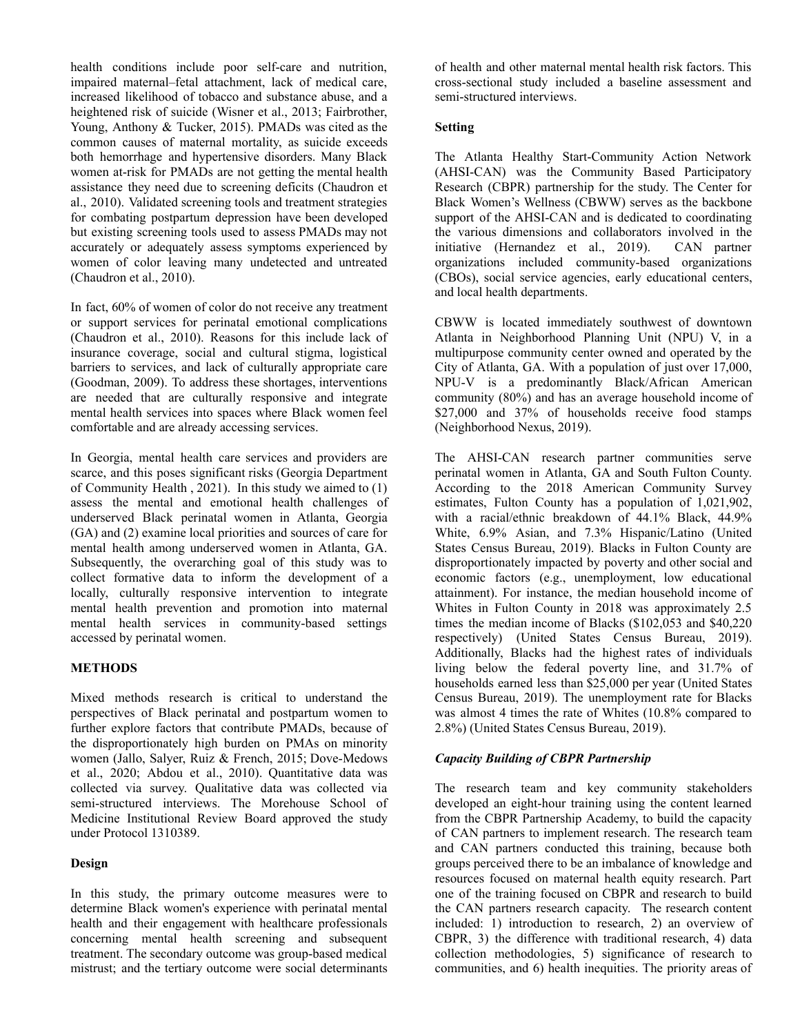health conditions include poor self-care and nutrition, impaired maternal–fetal attachment, lack of medical care, increased likelihood of tobacco and substance abuse, and a heightened risk of suicide (Wisner et al., 2013; Fairbrother, Young, Anthony & Tucker, 2015). PMADs was cited as the common causes of maternal mortality, as suicide exceeds both hemorrhage and hypertensive disorders. Many Black women at-risk for PMADs are not getting the mental health assistance they need due to screening deficits (Chaudron et al., 2010). Validated screening tools and treatment strategies for combating postpartum depression have been developed but existing screening tools used to assess PMADs may not accurately or adequately assess symptoms experienced by women of color leaving many undetected and untreated (Chaudron et al., 2010).

In fact, 60% of women of color do not receive any treatment or support services for perinatal emotional complications (Chaudron et al., 2010). Reasons for this include lack of insurance coverage, social and cultural stigma, logistical barriers to services, and lack of culturally appropriate care (Goodman, 2009). To address these shortages, interventions are needed that are culturally responsive and integrate mental health services into spaces where Black women feel comfortable and are already accessing services.

In Georgia, mental health care services and providers are scarce, and this poses significant risks (Georgia Department of Community Health , 2021). In this study we aimed to (1) assess the mental and emotional health challenges of underserved Black perinatal women in Atlanta, Georgia (GA) and (2) examine local priorities and sources of care for mental health among underserved women in Atlanta, GA. Subsequently, the overarching goal of this study was to collect formative data to inform the development of a locally, culturally responsive intervention to integrate mental health prevention and promotion into maternal mental health services in community-based settings accessed by perinatal women.

## METHODS

Mixed methods research is critical to understand the perspectives of Black perinatal and postpartum women to further explore factors that contribute PMADs, because of the disproportionately high burden on PMAs on minority women (Jallo, Salyer, Ruiz & French, 2015; Dove-Medows et al., 2020; Abdou et al., 2010). Quantitative data was collected via survey. Qualitative data was collected via semi-structured interviews. The Morehouse School of Medicine Institutional Review Board approved the study under Protocol 1310389.

### Design

In this study, the primary outcome measures were to determine Black women's experience with perinatal mental health and their engagement with healthcare professionals concerning mental health screening and subsequent treatment. The secondary outcome was group-based medical mistrust; and the tertiary outcome were social determinants of health and other maternal mental health risk factors. This cross-sectional study included a baseline assessment and semi-structured interviews.

### Setting

The Atlanta Healthy Start-Community Action Network (AHSI-CAN) was the Community Based Participatory Research (CBPR) partnership for the study. The Center for Black Women's Wellness (CBWW) serves as the backbone support of the AHSI-CAN and is dedicated to coordinating the various dimensions and collaborators involved in the initiative (Hernandez et al., 2019). CAN partner organizations included community-based organizations (CBOs), social service agencies, early educational centers, and local health departments.

CBWW is located immediately southwest of downtown Atlanta in Neighborhood Planning Unit (NPU) V, in a multipurpose community center owned and operated by the City of Atlanta, GA. With a population of just over 17,000, NPU-V is a predominantly Black/African American community (80%) and has an average household income of $27,000 and 37% of households receive food stamps (Neighborhood Nexus, 2019).

The AHSI-CAN research partner communities serve perinatal women in Atlanta, GA and South Fulton County. According to the 2018 American Community Survey estimates, Fulton County has a population of 1,021,902, with a racial/ethnic breakdown of 44.1% Black, 44.9% White, 6.9% Asian, and 7.3% Hispanic/Latino (United States Census Bureau, 2019). Blacks in Fulton County are disproportionately impacted by poverty and other social and economic factors (e.g., unemployment, low educational attainment). For instance, the median household income of Whites in Fulton County in 2018 was approximately 2.5 times the median income of Blacks ($102,053 and $40,220 respectively) (United States Census Bureau, 2019). Additionally, Blacks had the highest rates of individuals living below the federal poverty line, and 31.7% of households earned less than $25,000 per year (United States Census Bureau, 2019). The unemployment rate for Blacks was almost 4 times the rate of Whites (10.8% compared to 2.8%) (United States Census Bureau, 2019).

#### *Capacity Building of CBPR Partnership*

The research team and key community stakeholders developed an eight-hour training using the content learned from the CBPR Partnership Academy, to build the capacity of CAN partners to implement research. The research team and CAN partners conducted this training, because both groups perceived there to be an imbalance of knowledge and resources focused on maternal health equity research. Part one of the training focused on CBPR and research to build the CAN partners research capacity. The research content included: 1) introduction to research, 2) an overview of CBPR, 3) the difference with traditional research, 4) data collection methodologies, 5) significance of research to communities, and 6) health inequities. The priority areas of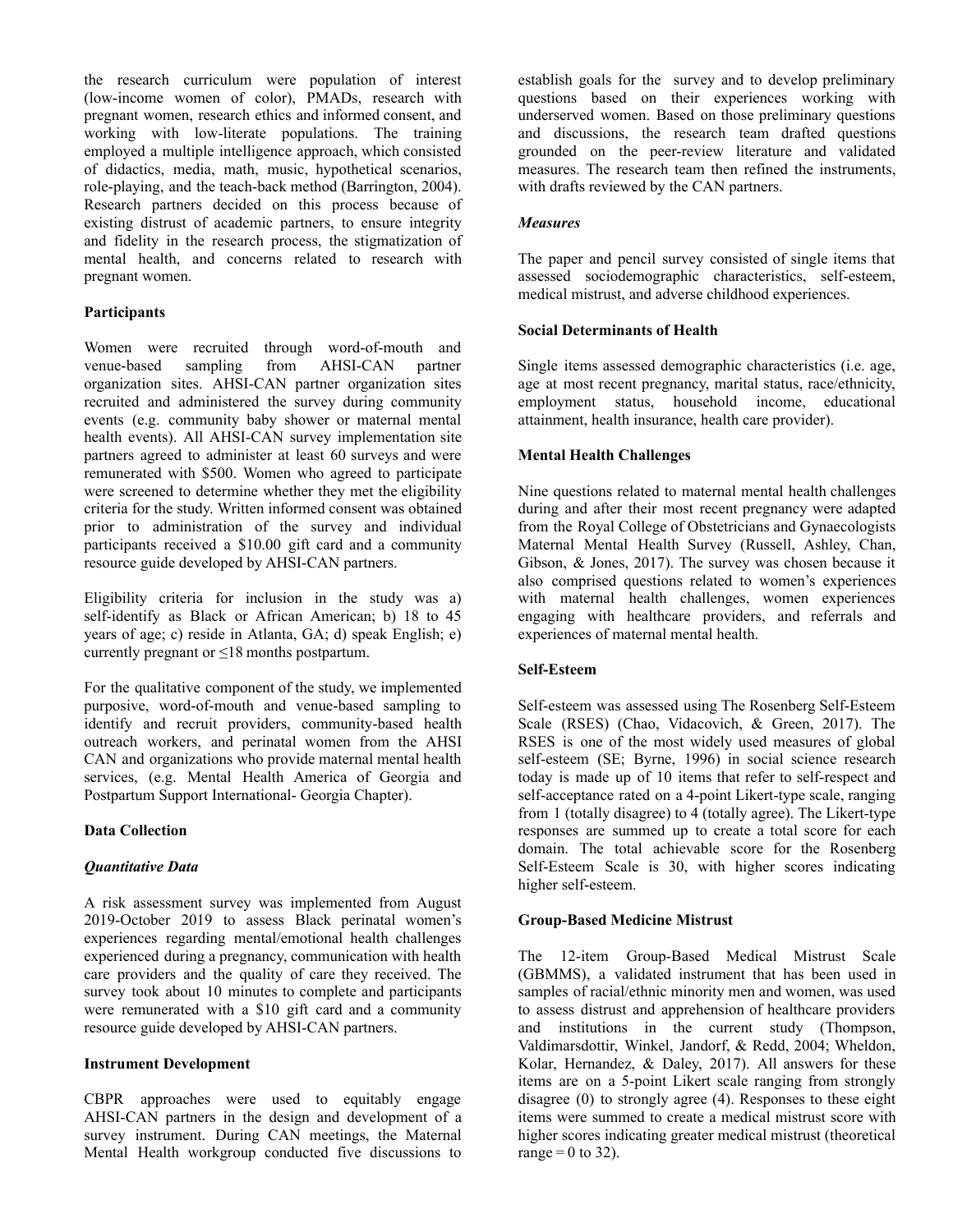the research curriculum were population of interest (low-income women of color), PMADs, research with pregnant women, research ethics and informed consent, and working with low-literate populations. The training employed a multiple intelligence approach, which consisted of didactics, media, math, music, hypothetical scenarios, role-playing, and the teach-back method (Barrington, 2004). Research partners decided on this process because of existing distrust of academic partners, to ensure integrity and fidelity in the research process, the stigmatization of mental health, and concerns related to research with pregnant women.

**Participants**

Women were recruited through word-of-mouth and venue-based sampling from AHSI-CAN partner organization sites. AHSI-CAN partner organization sites recruited and administered the survey during community events (e.g. community baby shower or maternal mental health events). All AHSI-CAN survey implementation site partners agreed to administer at least 60 surveys and were remunerated with $500. Women who agreed to participate were screened to determine whether they met the eligibility criteria for the study. Written informed consent was obtained prior to administration of the survey and individual participants received a $10.00 gift card and a community resource guide developed by AHSI-CAN partners.

Eligibility criteria for inclusion in the study was a) self-identify as Black or African American; b) 18 to 45 years of age; c) reside in Atlanta, GA; d) speak English; e) currently pregnant or ≤18 months postpartum.

For the qualitative component of the study, we implemented purposive, word-of-mouth and venue-based sampling to identify and recruit providers, community-based health outreach workers, and perinatal women from the AHSI CAN and organizations who provide maternal mental health services, (e.g. Mental Health America of Georgia and Postpartum Support International- Georgia Chapter).

**Data Collection**

***Quantitative Data***

A risk assessment survey was implemented from August 2019-October 2019 to assess Black perinatal women's experiences regarding mental/emotional health challenges experienced during a pregnancy, communication with health care providers and the quality of care they received. The survey took about 10 minutes to complete and participants were remunerated with a $10 gift card and a community resource guide developed by AHSI-CAN partners.

**Instrument Development**

CBPR approaches were used to equitably engage AHSI-CAN partners in the design and development of a survey instrument. During CAN meetings, the Maternal Mental Health workgroup conducted five discussions to establish goals for the survey and to develop preliminary questions based on their experiences working with underserved women. Based on those preliminary questions and discussions, the research team drafted questions grounded on the peer-review literature and validated measures. The research team then refined the instruments, with drafts reviewed by the CAN partners.

***Measures***

The paper and pencil survey consisted of single items that assessed sociodemographic characteristics, self-esteem, medical mistrust, and adverse childhood experiences.

**Social Determinants of Health**

Single items assessed demographic characteristics (i.e. age, age at most recent pregnancy, marital status, race/ethnicity, employment status, household income, educational attainment, health insurance, health care provider).

**Mental Health Challenges**

Nine questions related to maternal mental health challenges during and after their most recent pregnancy were adapted from the Royal College of Obstetricians and Gynaecologists Maternal Mental Health Survey (Russell, Ashley, Chan, Gibson, & Jones, 2017). The survey was chosen because it also comprised questions related to women's experiences with maternal health challenges, women experiences engaging with healthcare providers, and referrals and experiences of maternal mental health.

**Self-Esteem**

Self-esteem was assessed using The Rosenberg Self-Esteem Scale (RSES) (Chao, Vidacovich, & Green, 2017). The RSES is one of the most widely used measures of global self-esteem (SE; Byrne, 1996) in social science research today is made up of 10 items that refer to self-respect and self-acceptance rated on a 4-point Likert-type scale, ranging from 1 (totally disagree) to 4 (totally agree). The Likert-type responses are summed up to create a total score for each domain. The total achievable score for the Rosenberg Self-Esteem Scale is 30, with higher scores indicating higher self-esteem.

**Group-Based Medicine Mistrust**

The 12-item Group-Based Medical Mistrust Scale (GBMMS), a validated instrument that has been used in samples of racial/ethnic minority men and women, was used to assess distrust and apprehension of healthcare providers and institutions in the current study (Thompson, Valdimarsdottir, Winkel, Jandorf, & Redd, 2004; Wheldon, Kolar, Hernandez, & Daley, 2017). All answers for these items are on a 5-point Likert scale ranging from strongly disagree (0) to strongly agree (4). Responses to these eight items were summed to create a medical mistrust score with higher scores indicating greater medical mistrust (theoretical range = 0 to 32).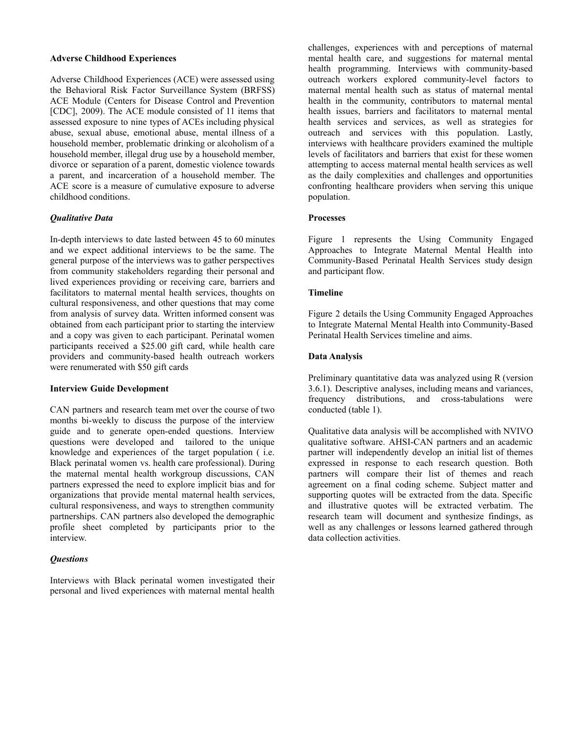**Adverse Childhood Experiences**

Adverse Childhood Experiences (ACE) were assessed using the Behavioral Risk Factor Surveillance System (BRFSS) ACE Module (Centers for Disease Control and Prevention [CDC], 2009). The ACE module consisted of 11 items that assessed exposure to nine types of ACEs including physical abuse, sexual abuse, emotional abuse, mental illness of a household member, problematic drinking or alcoholism of a household member, illegal drug use by a household member, divorce or separation of a parent, domestic violence towards a parent, and incarceration of a household member. The ACE score is a measure of cumulative exposure to adverse childhood conditions.

***Qualitative Data***

In-depth interviews to date lasted between 45 to 60 minutes and we expect additional interviews to be the same. The general purpose of the interviews was to gather perspectives from community stakeholders regarding their personal and lived experiences providing or receiving care, barriers and facilitators to maternal mental health services, thoughts on cultural responsiveness, and other questions that may come from analysis of survey data. Written informed consent was obtained from each participant prior to starting the interview and a copy was given to each participant. Perinatal women participants received a $25.00 gift card, while health care providers and community-based health outreach workers were renumerated with $50 gift cards

**Interview Guide Development**

CAN partners and research team met over the course of two months bi-weekly to discuss the purpose of the interview guide and to generate open-ended questions. Interview questions were developed and tailored to the unique knowledge and experiences of the target population ( i.e. Black perinatal women vs. health care professional). During the maternal mental health workgroup discussions, CAN partners expressed the need to explore implicit bias and for organizations that provide mental maternal health services, cultural responsiveness, and ways to strengthen community partnerships. CAN partners also developed the demographic profile sheet completed by participants prior to the interview.

***Questions***

Interviews with Black perinatal women investigated their personal and lived experiences with maternal mental health challenges, experiences with and perceptions of maternal mental health care, and suggestions for maternal mental health programming. Interviews with community-based outreach workers explored community-level factors to maternal mental health such as status of maternal mental health in the community, contributors to maternal mental health issues, barriers and facilitators to maternal mental health services and services, as well as strategies for outreach and services with this population. Lastly, interviews with healthcare providers examined the multiple levels of facilitators and barriers that exist for these women attempting to access maternal mental health services as well as the daily complexities and challenges and opportunities confronting healthcare providers when serving this unique population.

**Processes**

Figure 1 represents the Using Community Engaged Approaches to Integrate Maternal Mental Health into Community-Based Perinatal Health Services study design and participant flow.

**Timeline**

Figure 2 details the Using Community Engaged Approaches to Integrate Maternal Mental Health into Community-Based Perinatal Health Services timeline and aims.

**Data Analysis**

Preliminary quantitative data was analyzed using R (version 3.6.1). Descriptive analyses, including means and variances, frequency distributions, and cross-tabulations were conducted (table 1).

Qualitative data analysis will be accomplished with NVIVO qualitative software. AHSI-CAN partners and an academic partner will independently develop an initial list of themes expressed in response to each research question. Both partners will compare their list of themes and reach agreement on a final coding scheme. Subject matter and supporting quotes will be extracted from the data. Specific and illustrative quotes will be extracted verbatim. The research team will document and synthesize findings, as well as any challenges or lessons learned gathered through data collection activities.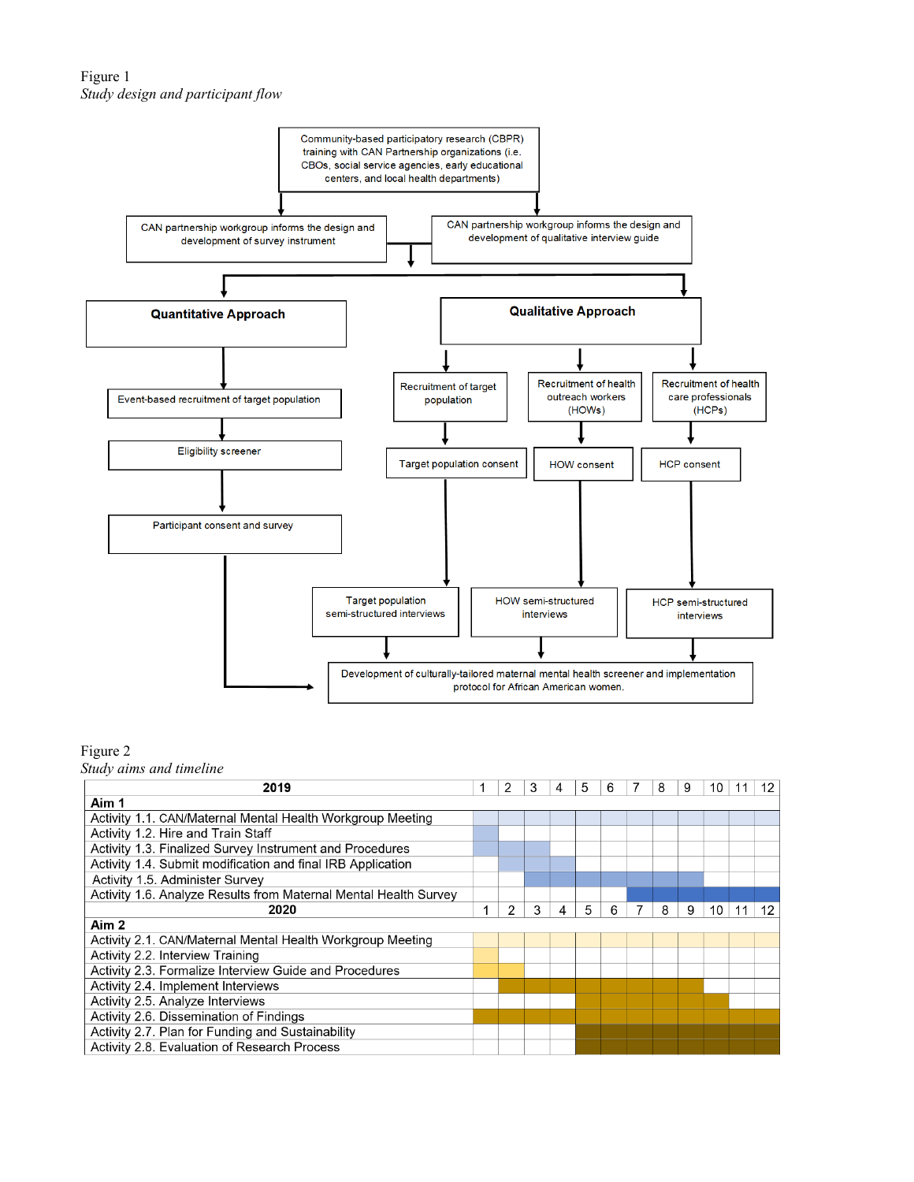Figure 1

*Study design and participant flow*

Community-based participatory research (CBPR) training with CAN Partnership organizations (i.e. CBOs, social service agencies, early educational centers, and local health departments)

CAN partnership workgroup informs the design and development of survey instrument

CAN partnership workgroup informs the design and development of qualitative interview guide

**Quantitative Approach**

**Qualitative Approach**

Event-based recruitment of target population

Eligibility screener

Participant consent and survey

Recruitment of target population

Recruitment of health outreach workers (HOWs)

Recruitment of health care professionals (HCPs)

Target population consent

HOW consent

HCP consent

Target population semi-structured interviews

HOW semi-structured interviews

HCP semi-structured interviews

Development of culturally-tailored maternal mental health screener and implementation protocol for African American women.

Figure 2

*Study aims and timeline*

2019

1 2 3 4 5 6 7 8 9 10 11 12

**Aim 1**

Activity 1.1. CAN/Maternal Mental Health Workgroup Meeting

Activity 1.2. Hire and Train Staff

Activity 1.3. Finalized Survey Instrument and Procedures

Activity 1.4. Submit modification and final IRB Application

Activity 1.5. Administer Survey

Activity 1.6. Analyze Results from Maternal Mental Health Survey

2020

1 2 3 4 5 6 7 8 9 10 11 12

**Aim 2**

Activity 2.1. CAN/Maternal Mental Health Workgroup Meeting

Activity 2.2. Interview Training

Activity 2.3. Formalize Interview Guide and Procedures

Activity 2.4. Implement Interviews

Activity 2.5. Analyze Interviews

Activity 2.6. Dissemination of Findings

Activity 2.7. Plan for Funding and Sustainability

Activity 2.8. Evaluation of Research Process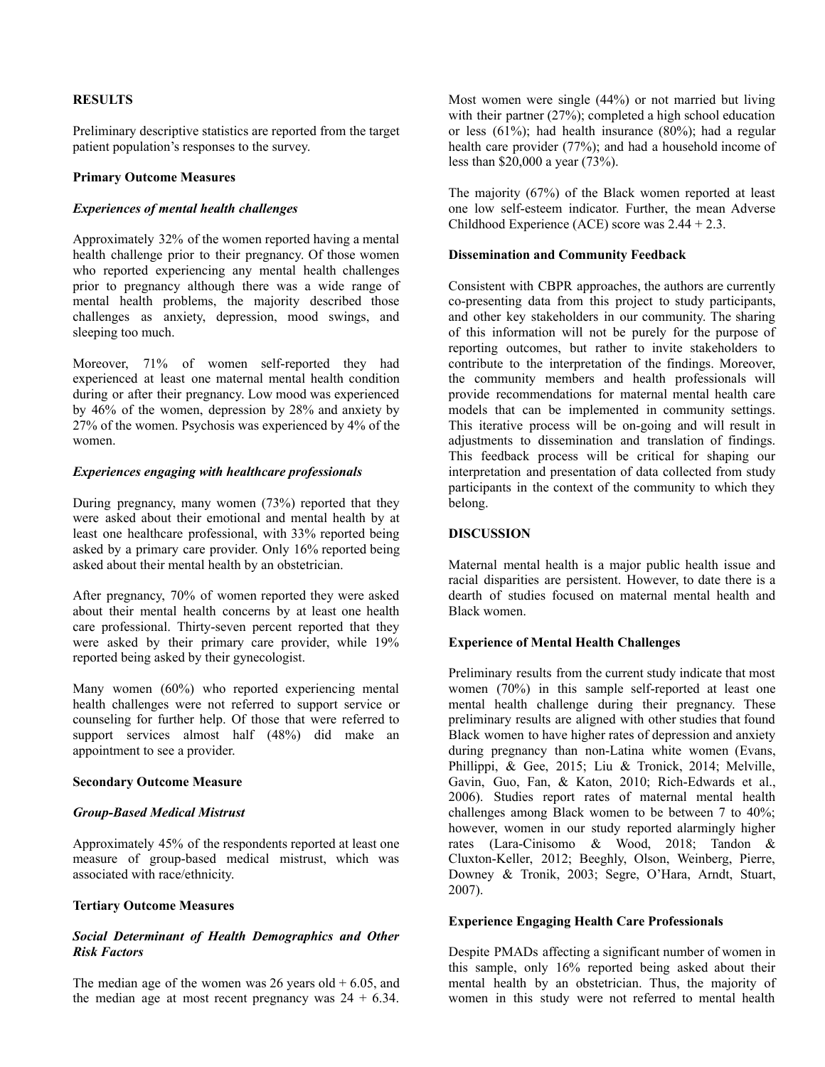## RESULTS

Preliminary descriptive statistics are reported from the target patient population's responses to the survey.

### Primary Outcome Measures

#### *Experiences of mental health challenges*

Approximately 32% of the women reported having a mental health challenge prior to their pregnancy. Of those women who reported experiencing any mental health challenges prior to pregnancy although there was a wide range of mental health problems, the majority described those challenges as anxiety, depression, mood swings, and sleeping too much.

Moreover, 71% of women self-reported they had experienced at least one maternal mental health condition during or after their pregnancy. Low mood was experienced by 46% of the women, depression by 28% and anxiety by 27% of the women. Psychosis was experienced by 4% of the women.

#### *Experiences engaging with healthcare professionals*

During pregnancy, many women (73%) reported that they were asked about their emotional and mental health by at least one healthcare professional, with 33% reported being asked by a primary care provider. Only 16% reported being asked about their mental health by an obstetrician.

After pregnancy, 70% of women reported they were asked about their mental health concerns by at least one health care professional. Thirty-seven percent reported that they were asked by their primary care provider, while 19% reported being asked by their gynecologist.

Many women (60%) who reported experiencing mental health challenges were not referred to support service or counseling for further help. Of those that were referred to support services almost half (48%) did make an appointment to see a provider.

### Secondary Outcome Measure

#### *Group-Based Medical Mistrust*

Approximately 45% of the respondents reported at least one measure of group-based medical mistrust, which was associated with race/ethnicity.

### Tertiary Outcome Measures

#### *Social Determinant of Health Demographics and Other Risk Factors*

The median age of the women was 26 years old + 6.05, and the median age at most recent pregnancy was 24 + 6.34. Most women were single (44%) or not married but living with their partner (27%); completed a high school education or less (61%); had health insurance (80%); had a regular health care provider (77%); and had a household income of less than $20,000 a year (73%).

The majority (67%) of the Black women reported at least one low self-esteem indicator. Further, the mean Adverse Childhood Experience (ACE) score was 2.44 + 2.3.

### Dissemination and Community Feedback

Consistent with CBPR approaches, the authors are currently co-presenting data from this project to study participants, and other key stakeholders in our community. The sharing of this information will not be purely for the purpose of reporting outcomes, but rather to invite stakeholders to contribute to the interpretation of the findings. Moreover, the community members and health professionals will provide recommendations for maternal mental health care models that can be implemented in community settings. This iterative process will be on-going and will result in adjustments to dissemination and translation of findings. This feedback process will be critical for shaping our interpretation and presentation of data collected from study participants in the context of the community to which they belong.

## DISCUSSION

Maternal mental health is a major public health issue and racial disparities are persistent. However, to date there is a dearth of studies focused on maternal mental health and Black women.

### Experience of Mental Health Challenges

Preliminary results from the current study indicate that most women (70%) in this sample self-reported at least one mental health challenge during their pregnancy. These preliminary results are aligned with other studies that found Black women to have higher rates of depression and anxiety during pregnancy than non-Latina white women (Evans, Phillippi, & Gee, 2015; Liu & Tronick, 2014; Melville, Gavin, Guo, Fan, & Katon, 2010; Rich-Edwards et al., 2006). Studies report rates of maternal mental health challenges among Black women to be between 7 to 40%; however, women in our study reported alarmingly higher rates (Lara-Cinisomo & Wood, 2018; Tandon & Cluxton-Keller, 2012; Beeghly, Olson, Weinberg, Pierre, Downey & Tronik, 2003; Segre, O'Hara, Arndt, Stuart, 2007).

### Experience Engaging Health Care Professionals

Despite PMADs affecting a significant number of women in this sample, only 16% reported being asked about their mental health by an obstetrician. Thus, the majority of women in this study were not referred to mental health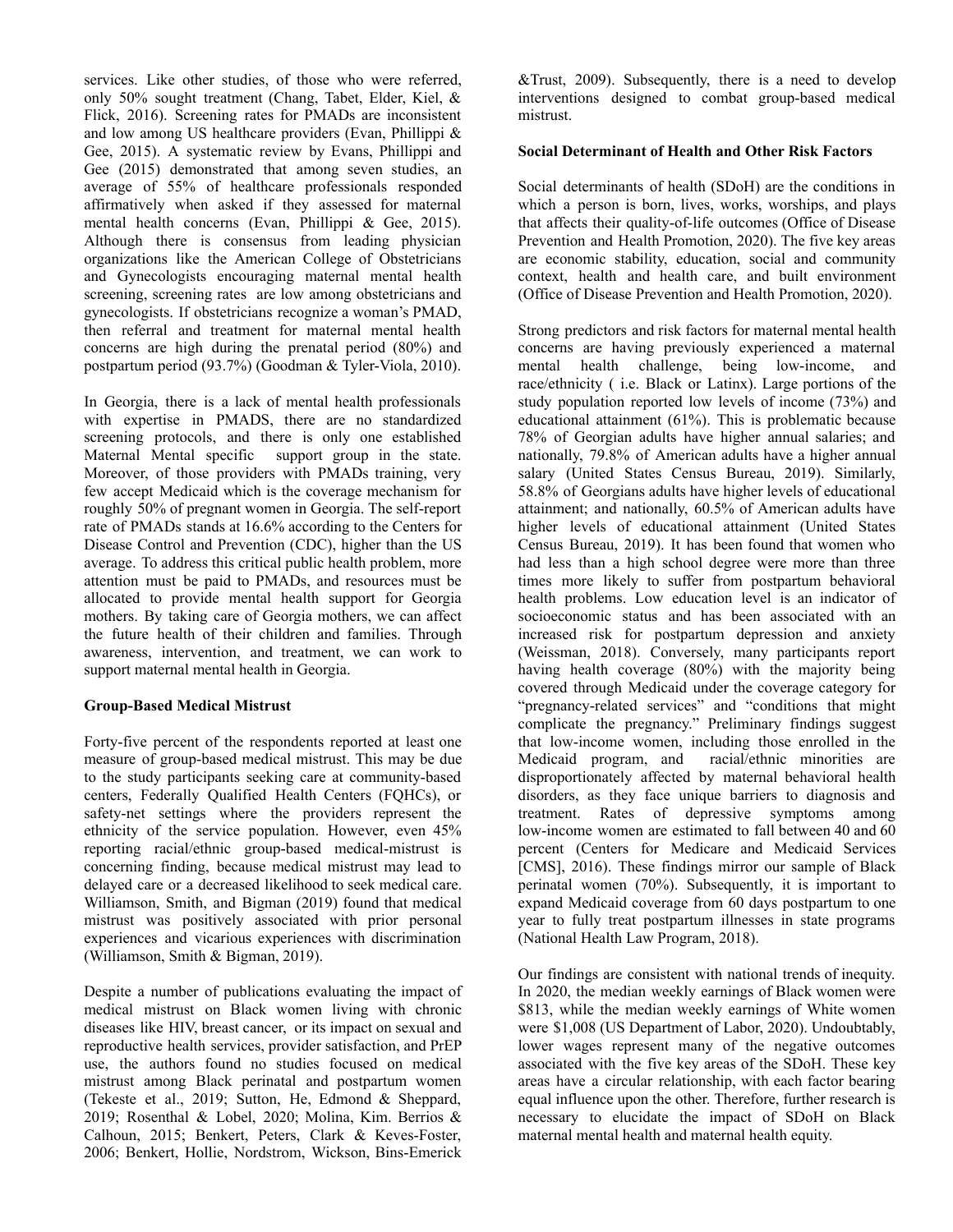services. Like other studies, of those who were referred, only 50% sought treatment (Chang, Tabet, Elder, Kiel, & Flick, 2016). Screening rates for PMADs are inconsistent and low among US healthcare providers (Evan, Phillippi & Gee, 2015). A systematic review by Evans, Phillippi and Gee (2015) demonstrated that among seven studies, an average of 55% of healthcare professionals responded affirmatively when asked if they assessed for maternal mental health concerns (Evan, Phillippi & Gee, 2015). Although there is consensus from leading physician organizations like the American College of Obstetricians and Gynecologists encouraging maternal mental health screening, screening rates are low among obstetricians and gynecologists. If obstetricians recognize a woman's PMAD, then referral and treatment for maternal mental health concerns are high during the prenatal period (80%) and postpartum period (93.7%) (Goodman & Tyler-Viola, 2010).

In Georgia, there is a lack of mental health professionals with expertise in PMADS, there are no standardized screening protocols, and there is only one established Maternal Mental specific support group in the state. Moreover, of those providers with PMADs training, very few accept Medicaid which is the coverage mechanism for roughly 50% of pregnant women in Georgia. The self-report rate of PMADs stands at 16.6% according to the Centers for Disease Control and Prevention (CDC), higher than the US average. To address this critical public health problem, more attention must be paid to PMADs, and resources must be allocated to provide mental health support for Georgia mothers. By taking care of Georgia mothers, we can affect the future health of their children and families. Through awareness, intervention, and treatment, we can work to support maternal mental health in Georgia.

**Group-Based Medical Mistrust**

Forty-five percent of the respondents reported at least one measure of group-based medical mistrust. This may be due to the study participants seeking care at community-based centers, Federally Qualified Health Centers (FQHCs), or safety-net settings where the providers represent the ethnicity of the service population. However, even 45% reporting racial/ethnic group-based medical-mistrust is concerning finding, because medical mistrust may lead to delayed care or a decreased likelihood to seek medical care. Williamson, Smith, and Bigman (2019) found that medical mistrust was positively associated with prior personal experiences and vicarious experiences with discrimination (Williamson, Smith & Bigman, 2019).

Despite a number of publications evaluating the impact of medical mistrust on Black women living with chronic diseases like HIV, breast cancer, or its impact on sexual and reproductive health services, provider satisfaction, and PrEP use, the authors found no studies focused on medical mistrust among Black perinatal and postpartum women (Tekeste et al., 2019; Sutton, He, Edmond & Sheppard, 2019; Rosenthal & Lobel, 2020; Molina, Kim. Berrios & Calhoun, 2015; Benkert, Peters, Clark & Keves-Foster, 2006; Benkert, Hollie, Nordstrom, Wickson, Bins-Emerick &Trust, 2009). Subsequently, there is a need to develop interventions designed to combat group-based medical mistrust.

**Social Determinant of Health and Other Risk Factors**

Social determinants of health (SDoH) are the conditions in which a person is born, lives, works, worships, and plays that affects their quality-of-life outcomes (Office of Disease Prevention and Health Promotion, 2020). The five key areas are economic stability, education, social and community context, health and health care, and built environment (Office of Disease Prevention and Health Promotion, 2020).

Strong predictors and risk factors for maternal mental health concerns are having previously experienced a maternal mental health challenge, being low-income, and race/ethnicity ( i.e. Black or Latinx). Large portions of the study population reported low levels of income (73%) and educational attainment (61%). This is problematic because 78% of Georgian adults have higher annual salaries; and nationally, 79.8% of American adults have a higher annual salary (United States Census Bureau, 2019). Similarly, 58.8% of Georgians adults have higher levels of educational attainment; and nationally, 60.5% of American adults have higher levels of educational attainment (United States Census Bureau, 2019). It has been found that women who had less than a high school degree were more than three times more likely to suffer from postpartum behavioral health problems. Low education level is an indicator of socioeconomic status and has been associated with an increased risk for postpartum depression and anxiety (Weissman, 2018). Conversely, many participants report having health coverage (80%) with the majority being covered through Medicaid under the coverage category for "pregnancy-related services" and "conditions that might complicate the pregnancy." Preliminary findings suggest that low-income women, including those enrolled in the Medicaid program, and racial/ethnic minorities are disproportionately affected by maternal behavioral health disorders, as they face unique barriers to diagnosis and treatment. Rates of depressive symptoms among low-income women are estimated to fall between 40 and 60 percent (Centers for Medicare and Medicaid Services [CMS], 2016). These findings mirror our sample of Black perinatal women (70%). Subsequently, it is important to expand Medicaid coverage from 60 days postpartum to one year to fully treat postpartum illnesses in state programs (National Health Law Program, 2018).

Our findings are consistent with national trends of inequity. In 2020, the median weekly earnings of Black women were \$813, while the median weekly earnings of White women were \$1,008 (US Department of Labor, 2020). Undoubtably, lower wages represent many of the negative outcomes associated with the five key areas of the SDoH. These key areas have a circular relationship, with each factor bearing equal influence upon the other. Therefore, further research is necessary to elucidate the impact of SDoH on Black maternal mental health and maternal health equity.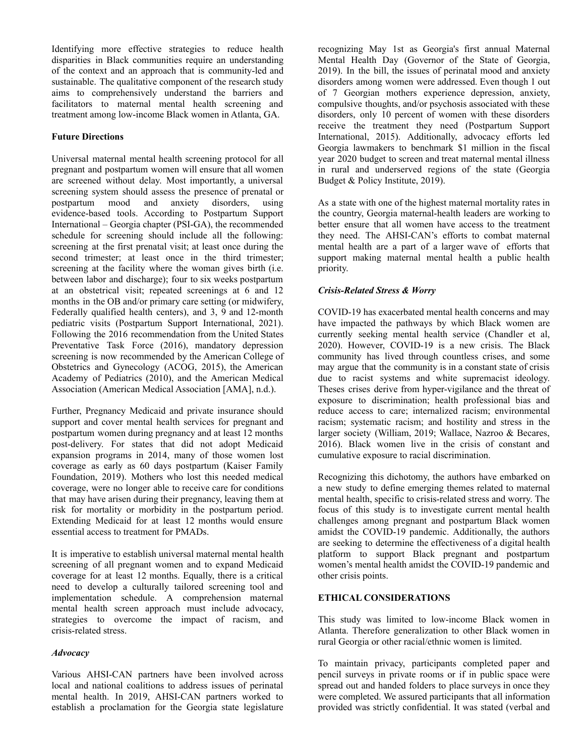Identifying more effective strategies to reduce health disparities in Black communities require an understanding of the context and an approach that is community-led and sustainable. The qualitative component of the research study aims to comprehensively understand the barriers and facilitators to maternal mental health screening and treatment among low-income Black women in Atlanta, GA.

**Future Directions**

Universal maternal mental health screening protocol for all pregnant and postpartum women will ensure that all women are screened without delay. Most importantly, a universal screening system should assess the presence of prenatal or postpartum mood and anxiety disorders, using evidence-based tools. According to Postpartum Support International – Georgia chapter (PSI-GA), the recommended schedule for screening should include all the following: screening at the first prenatal visit; at least once during the second trimester; at least once in the third trimester; screening at the facility where the woman gives birth (i.e. between labor and discharge); four to six weeks postpartum at an obstetrical visit; repeated screenings at 6 and 12 months in the OB and/or primary care setting (or midwifery, Federally qualified health centers), and 3, 9 and 12-month pediatric visits (Postpartum Support International, 2021). Following the 2016 recommendation from the United States Preventative Task Force (2016), mandatory depression screening is now recommended by the American College of Obstetrics and Gynecology (ACOG, 2015), the American Academy of Pediatrics (2010), and the American Medical Association (American Medical Association [AMA], n.d.).

Further, Pregnancy Medicaid and private insurance should support and cover mental health services for pregnant and postpartum women during pregnancy and at least 12 months post-delivery. For states that did not adopt Medicaid expansion programs in 2014, many of those women lost coverage as early as 60 days postpartum (Kaiser Family Foundation, 2019). Mothers who lost this needed medical coverage, were no longer able to receive care for conditions that may have arisen during their pregnancy, leaving them at risk for mortality or morbidity in the postpartum period. Extending Medicaid for at least 12 months would ensure essential access to treatment for PMADs.

It is imperative to establish universal maternal mental health screening of all pregnant women and to expand Medicaid coverage for at least 12 months. Equally, there is a critical need to develop a culturally tailored screening tool and implementation schedule. A comprehension maternal mental health screen approach must include advocacy, strategies to overcome the impact of racism, and crisis-related stress.

***Advocacy***

Various AHSI-CAN partners have been involved across local and national coalitions to address issues of perinatal mental health. In 2019, AHSI-CAN partners worked to establish a proclamation for the Georgia state legislature recognizing May 1st as Georgia's first annual Maternal Mental Health Day (Governor of the State of Georgia, 2019). In the bill, the issues of perinatal mood and anxiety disorders among women were addressed. Even though 1 out of 7 Georgian mothers experience depression, anxiety, compulsive thoughts, and/or psychosis associated with these disorders, only 10 percent of women with these disorders receive the treatment they need (Postpartum Support International, 2015). Additionally, advocacy efforts led Georgia lawmakers to benchmark $1 million in the fiscal year 2020 budget to screen and treat maternal mental illness in rural and underserved regions of the state (Georgia Budget & Policy Institute, 2019).

As a state with one of the highest maternal mortality rates in the country, Georgia maternal-health leaders are working to better ensure that all women have access to the treatment they need. The AHSI-CAN's efforts to combat maternal mental health are a part of a larger wave of efforts that support making maternal mental health a public health priority.

***Crisis-Related Stress & Worry***

COVID-19 has exacerbated mental health concerns and may have impacted the pathways by which Black women are currently seeking mental health service (Chandler et al, 2020). However, COVID-19 is a new crisis. The Black community has lived through countless crises, and some may argue that the community is in a constant state of crisis due to racist systems and white supremacist ideology. Theses crises derive from hyper-vigilance and the threat of exposure to discrimination; health professional bias and reduce access to care; internalized racism; environmental racism; systematic racism; and hostility and stress in the larger society (William, 2019; Wallace, Nazroo & Becares, 2016). Black women live in the crisis of constant and cumulative exposure to racial discrimination.

Recognizing this dichotomy, the authors have embarked on a new study to define emerging themes related to maternal mental health, specific to crisis-related stress and worry. The focus of this study is to investigate current mental health challenges among pregnant and postpartum Black women amidst the COVID-19 pandemic. Additionally, the authors are seeking to determine the effectiveness of a digital health platform to support Black pregnant and postpartum women's mental health amidst the COVID-19 pandemic and other crisis points.

**ETHICAL CONSIDERATIONS**

This study was limited to low-income Black women in Atlanta. Therefore generalization to other Black women in rural Georgia or other racial/ethnic women is limited.

To maintain privacy, participants completed paper and pencil surveys in private rooms or if in public space were spread out and handed folders to place surveys in once they were completed. We assured participants that all information provided was strictly confidential. It was stated (verbal and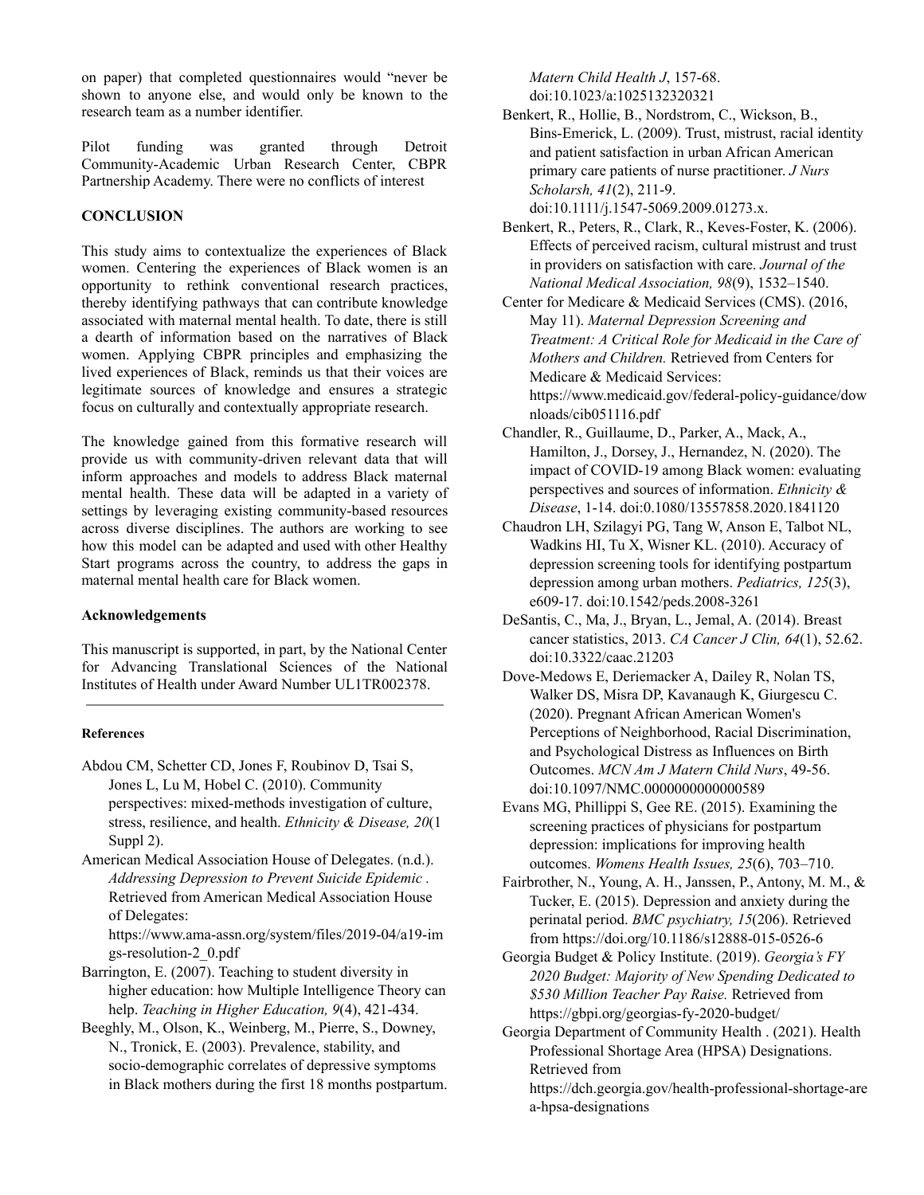on paper) that completed questionnaires would "never be shown to anyone else, and would only be known to the research team as a number identifier.

Pilot funding was granted through Detroit Community-Academic Urban Research Center, CBPR Partnership Academy. There were no conflicts of interest

## CONCLUSION

This study aims to contextualize the experiences of Black women. Centering the experiences of Black women is an opportunity to rethink conventional research practices, thereby identifying pathways that can contribute knowledge associated with maternal mental health. To date, there is still a dearth of information based on the narratives of Black women. Applying CBPR principles and emphasizing the lived experiences of Black, reminds us that their voices are legitimate sources of knowledge and ensures a strategic focus on culturally and contextually appropriate research.

The knowledge gained from this formative research will provide us with community-driven relevant data that will inform approaches and models to address Black maternal mental health. These data will be adapted in a variety of settings by leveraging existing community-based resources across diverse disciplines. The authors are working to see how this model can be adapted and used with other Healthy Start programs across the country, to address the gaps in maternal mental health care for Black women.

### Acknowledgements

This manuscript is supported, in part, by the National Center for Advancing Translational Sciences of the National Institutes of Health under Award Number UL1TR002378.

---

### References

Abdou CM, Schetter CD, Jones F, Roubinov D, Tsai S, Jones L, Lu M, Hobel C. (2010). Community perspectives: mixed-methods investigation of culture, stress, resilience, and health. *Ethnicity & Disease, 20*(1 Suppl 2).

American Medical Association House of Delegates. (n.d.). *Addressing Depression to Prevent Suicide Epidemic .* Retrieved from American Medical Association House of Delegates: https://www.ama-assn.org/system/files/2019-04/a19-imgs-resolution-2_0.pdf

Barrington, E. (2007). Teaching to student diversity in higher education: how Multiple Intelligence Theory can help. *Teaching in Higher Education, 9*(4), 421-434.

Beeghly, M., Olson, K., Weinberg, M., Pierre, S., Downey, N., Tronick, E. (2003). Prevalence, stability, and socio-demographic correlates of depressive symptoms in Black mothers during the first 18 months postpartum. *Matern Child Health J*, 157-68. doi:10.1023/a:1025132320321

Benkert, R., Hollie, B., Nordstrom, C., Wickson, B., Bins-Emerick, L. (2009). Trust, mistrust, racial identity and patient satisfaction in urban African American primary care patients of nurse practitioner. *J Nurs Scholarsh, 41*(2), 211-9. doi:10.1111/j.1547-5069.2009.01273.x.

Benkert, R., Peters, R., Clark, R., Keves-Foster, K. (2006). Effects of perceived racism, cultural mistrust and trust in providers on satisfaction with care. *Journal of the National Medical Association, 98*(9), 1532–1540.

Center for Medicare & Medicaid Services (CMS). (2016, May 11). *Maternal Depression Screening and Treatment: A Critical Role for Medicaid in the Care of Mothers and Children.* Retrieved from Centers for Medicare & Medicaid Services: https://www.medicaid.gov/federal-policy-guidance/downloads/cib051116.pdf

Chandler, R., Guillaume, D., Parker, A., Mack, A., Hamilton, J., Dorsey, J., Hernandez, N. (2020). The impact of COVID-19 among Black women: evaluating perspectives and sources of information. *Ethnicity & Disease*, 1-14. doi:0.1080/13557858.2020.1841120

Chaudron LH, Szilagyi PG, Tang W, Anson E, Talbot NL, Wadkins HI, Tu X, Wisner KL. (2010). Accuracy of depression screening tools for identifying postpartum depression among urban mothers. *Pediatrics, 125*(3), e609-17. doi:10.1542/peds.2008-3261

DeSantis, C., Ma, J., Bryan, L., Jemal, A. (2014). Breast cancer statistics, 2013. *CA Cancer J Clin, 64*(1), 52.62. doi:10.3322/caac.21203

Dove-Medows E, Deriemacker A, Dailey R, Nolan TS, Walker DS, Misra DP, Kavanaugh K, Giurgescu C. (2020). Pregnant African American Women's Perceptions of Neighborhood, Racial Discrimination, and Psychological Distress as Influences on Birth Outcomes. *MCN Am J Matern Child Nurs*, 49-56. doi:10.1097/NMC.0000000000000589

Evans MG, Phillippi S, Gee RE. (2015). Examining the screening practices of physicians for postpartum depression: implications for improving health outcomes. *Womens Health Issues, 25*(6), 703–710.

Fairbrother, N., Young, A. H., Janssen, P., Antony, M. M., & Tucker, E. (2015). Depression and anxiety during the perinatal period. *BMC psychiatry, 15*(206). Retrieved from https://doi.org/10.1186/s12888-015-0526-6

Georgia Budget & Policy Institute. (2019). *Georgia's FY 2020 Budget: Majority of New Spending Dedicated to $530 Million Teacher Pay Raise.* Retrieved from https://gbpi.org/georgias-fy-2020-budget/

Georgia Department of Community Health . (2021). Health Professional Shortage Area (HPSA) Designations. Retrieved from https://dch.georgia.gov/health-professional-shortage-area-hpsa-designations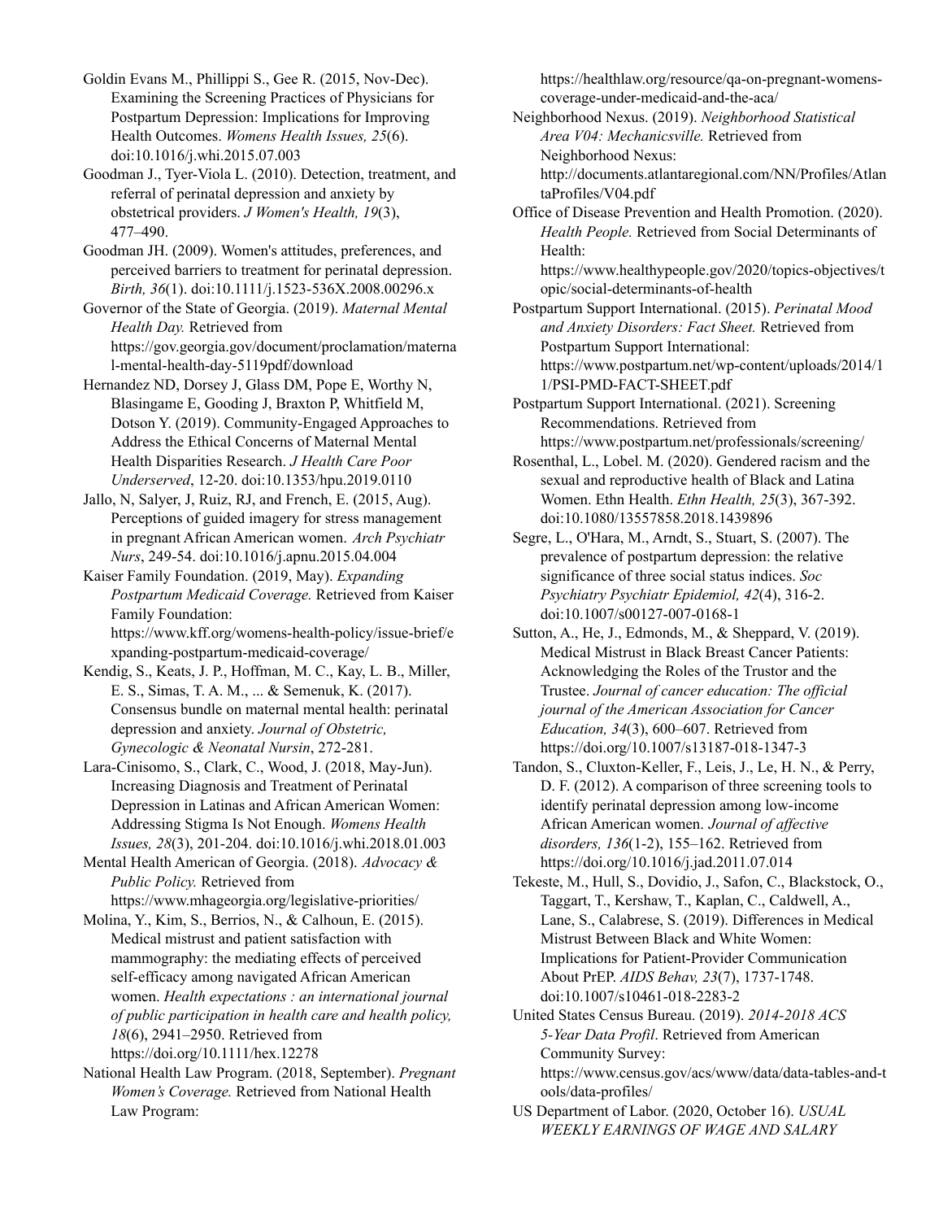Goldin Evans M., Phillippi S., Gee R. (2015, Nov-Dec). Examining the Screening Practices of Physicians for Postpartum Depression: Implications for Improving Health Outcomes. *Womens Health Issues, 25*(6). doi:10.1016/j.whi.2015.07.003

Goodman J., Tyer-Viola L. (2010). Detection, treatment, and referral of perinatal depression and anxiety by obstetrical providers. *J Women's Health, 19*(3), 477–490.

Goodman JH. (2009). Women's attitudes, preferences, and perceived barriers to treatment for perinatal depression. *Birth, 36*(1). doi:10.1111/j.1523-536X.2008.00296.x

Governor of the State of Georgia. (2019). *Maternal Mental Health Day.* Retrieved from https://gov.georgia.gov/document/proclamation/maternal-mental-health-day-5119pdf/download

Hernandez ND, Dorsey J, Glass DM, Pope E, Worthy N, Blasingame E, Gooding J, Braxton P, Whitfield M, Dotson Y. (2019). Community-Engaged Approaches to Address the Ethical Concerns of Maternal Mental Health Disparities Research. *J Health Care Poor Underserved*, 12-20. doi:10.1353/hpu.2019.0110

Jallo, N, Salyer, J, Ruiz, RJ, and French, E. (2015, Aug). Perceptions of guided imagery for stress management in pregnant African American women. *Arch Psychiatr Nurs*, 249-54. doi:10.1016/j.apnu.2015.04.004

Kaiser Family Foundation. (2019, May). *Expanding Postpartum Medicaid Coverage.* Retrieved from Kaiser Family Foundation: https://www.kff.org/womens-health-policy/issue-brief/expanding-postpartum-medicaid-coverage/

Kendig, S., Keats, J. P., Hoffman, M. C., Kay, L. B., Miller, E. S., Simas, T. A. M., ... & Semenuk, K. (2017). Consensus bundle on maternal mental health: perinatal depression and anxiety. *Journal of Obstetric, Gynecologic & Neonatal Nursin*, 272-281.

Lara-Cinisomo, S., Clark, C., Wood, J. (2018, May-Jun). Increasing Diagnosis and Treatment of Perinatal Depression in Latinas and African American Women: Addressing Stigma Is Not Enough. *Womens Health Issues, 28*(3), 201-204. doi:10.1016/j.whi.2018.01.003

Mental Health American of Georgia. (2018). *Advocacy & Public Policy.* Retrieved from https://www.mhageorgia.org/legislative-priorities/

Molina, Y., Kim, S., Berrios, N., & Calhoun, E. (2015). Medical mistrust and patient satisfaction with mammography: the mediating effects of perceived self-efficacy among navigated African American women. *Health expectations : an international journal of public participation in health care and health policy, 18*(6), 2941–2950. Retrieved from https://doi.org/10.1111/hex.12278

National Health Law Program. (2018, September). *Pregnant Women's Coverage.* Retrieved from National Health Law Program: https://healthlaw.org/resource/qa-on-pregnant-womens-coverage-under-medicaid-and-the-aca/

Neighborhood Nexus. (2019). *Neighborhood Statistical Area V04: Mechanicsville.* Retrieved from Neighborhood Nexus: http://documents.atlantaregional.com/NN/Profiles/AtlantaProfiles/V04.pdf

Office of Disease Prevention and Health Promotion. (2020). *Health People.* Retrieved from Social Determinants of Health: https://www.healthypeople.gov/2020/topics-objectives/topic/social-determinants-of-health

Postpartum Support International. (2015). *Perinatal Mood and Anxiety Disorders: Fact Sheet.* Retrieved from Postpartum Support International: https://www.postpartum.net/wp-content/uploads/2014/11/PSI-PMD-FACT-SHEET.pdf

Postpartum Support International. (2021). Screening Recommendations. Retrieved from https://www.postpartum.net/professionals/screening/

Rosenthal, L., Lobel. M. (2020). Gendered racism and the sexual and reproductive health of Black and Latina Women. Ethn Health. *Ethn Health, 25*(3), 367-392. doi:10.1080/13557858.2018.1439896

Segre, L., O'Hara, M., Arndt, S., Stuart, S. (2007). The prevalence of postpartum depression: the relative significance of three social status indices. *Soc Psychiatry Psychiatr Epidemiol, 42*(4), 316-2. doi:10.1007/s00127-007-0168-1

Sutton, A., He, J., Edmonds, M., & Sheppard, V. (2019). Medical Mistrust in Black Breast Cancer Patients: Acknowledging the Roles of the Trustor and the Trustee. *Journal of cancer education: The official journal of the American Association for Cancer Education, 34*(3), 600–607. Retrieved from https://doi.org/10.1007/s13187-018-1347-3

Tandon, S., Cluxton-Keller, F., Leis, J., Le, H. N., & Perry, D. F. (2012). A comparison of three screening tools to identify perinatal depression among low-income African American women. *Journal of affective disorders, 136*(1-2), 155–162. Retrieved from https://doi.org/10.1016/j.jad.2011.07.014

Tekeste, M., Hull, S., Dovidio, J., Safon, C., Blackstock, O., Taggart, T., Kershaw, T., Kaplan, C., Caldwell, A., Lane, S., Calabrese, S. (2019). Differences in Medical Mistrust Between Black and White Women: Implications for Patient-Provider Communication About PrEP. *AIDS Behav, 23*(7), 1737-1748. doi:10.1007/s10461-018-2283-2

United States Census Bureau. (2019). *2014-2018 ACS 5-Year Data Profil*. Retrieved from American Community Survey: https://www.census.gov/acs/www/data/data-tables-and-tools/data-profiles/

US Department of Labor. (2020, October 16). *USUAL WEEKLY EARNINGS OF WAGE AND SALARY*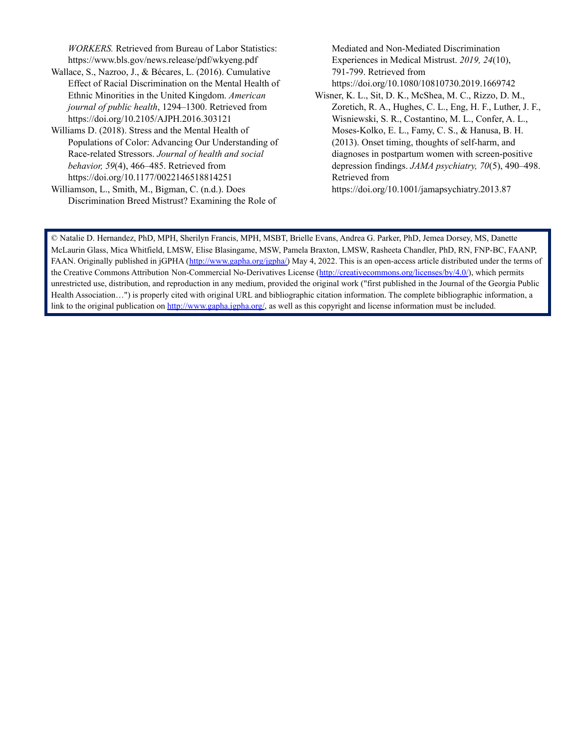*WORKERS.* Retrieved from Bureau of Labor Statistics: https://www.bls.gov/news.release/pdf/wkyeng.pdf

Wallace, S., Nazroo, J., & Bécares, L. (2016). Cumulative Effect of Racial Discrimination on the Mental Health of Ethnic Minorities in the United Kingdom. *American journal of public health*, 1294–1300. Retrieved from https://doi.org/10.2105/AJPH.2016.303121

Williams D. (2018). Stress and the Mental Health of Populations of Color: Advancing Our Understanding of Race-related Stressors. *Journal of health and social behavior, 59*(4), 466–485. Retrieved from https://doi.org/10.1177/0022146518814251

Williamson, L., Smith, M., Bigman, C. (n.d.). Does Discrimination Breed Mistrust? Examining the Role of Mediated and Non-Mediated Discrimination Experiences in Medical Mistrust. *2019, 24*(10), 791-799. Retrieved from https://doi.org/10.1080/10810730.2019.1669742

Wisner, K. L., Sit, D. K., McShea, M. C., Rizzo, D. M., Zoretich, R. A., Hughes, C. L., Eng, H. F., Luther, J. F., Wisniewski, S. R., Costantino, M. L., Confer, A. L., Moses-Kolko, E. L., Famy, C. S., & Hanusa, B. H. (2013). Onset timing, thoughts of self-harm, and diagnoses in postpartum women with screen-positive depression findings. *JAMA psychiatry, 70*(5), 490–498. Retrieved from https://doi.org/10.1001/jamapsychiatry.2013.87

© Natalie D. Hernandez, PhD, MPH, Sherilyn Francis, MPH, MSBT, Brielle Evans, Andrea G. Parker, PhD, Jemea Dorsey, MS, Danette McLaurin Glass, Mica Whitfield, LMSW, Elise Blasingame, MSW, Pamela Braxton, LMSW, Rasheeta Chandler, PhD, RN, FNP-BC, FAANP, FAAN. Originally published in jGPHA (http://www.gapha.org/jgpha/) May 4, 2022. This is an open-access article distributed under the terms of the Creative Commons Attribution Non-Commercial No-Derivatives License (http://creativecommons.org/licenses/by/4.0/), which permits unrestricted use, distribution, and reproduction in any medium, provided the original work ("first published in the Journal of the Georgia Public Health Association…") is properly cited with original URL and bibliographic citation information. The complete bibliographic information, a link to the original publication on http://www.gapha.jgpha.org/, as well as this copyright and license information must be included.